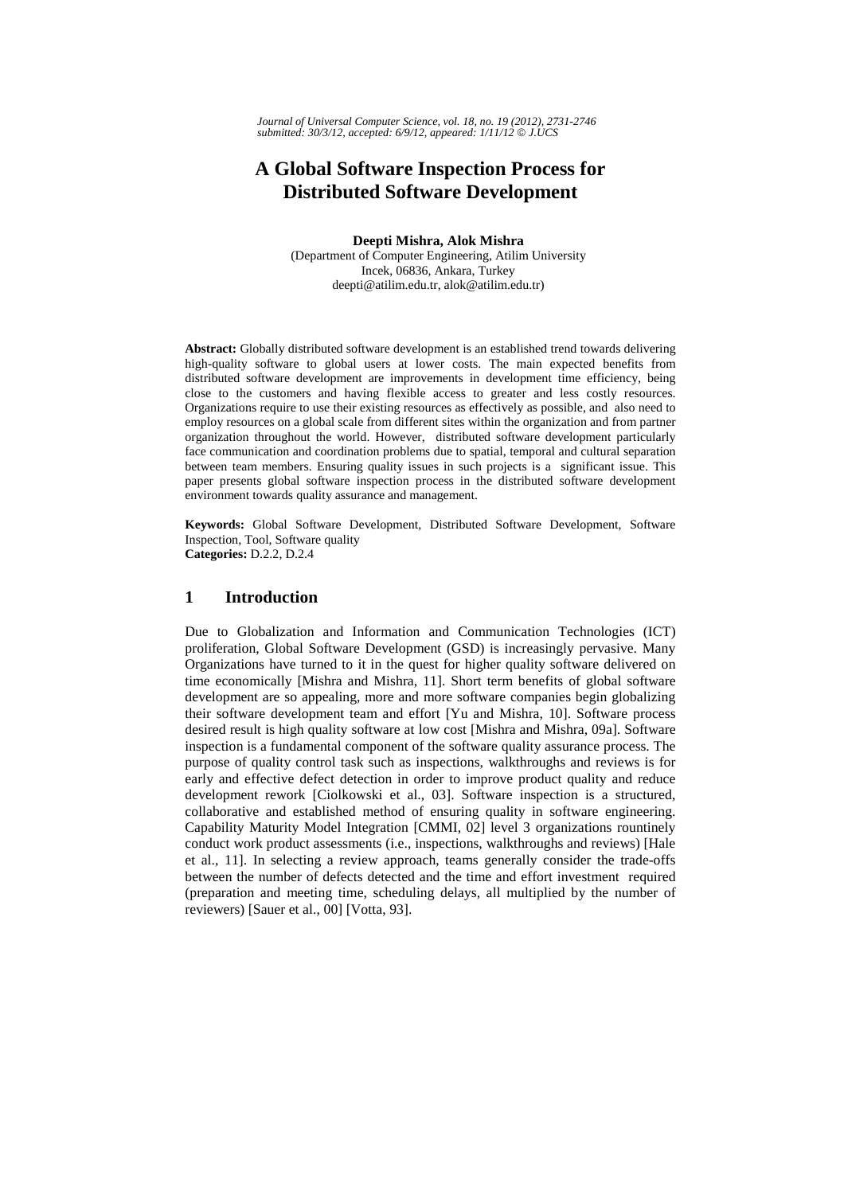*Journal of Universal Computer Science, vol. 18, no. 19 (2012), 2731-2746*
*submitted: 30/3/12, accepted: 6/9/12, appeared: 1/11/12 © J.UCS*

# A Global Software Inspection Process for Distributed Software Development

**Deepti Mishra, Alok Mishra**

(Department of Computer Engineering, Atilim University
Incek, 06836, Ankara, Turkey
deepti@atilim.edu.tr, alok@atilim.edu.tr)

**Abstract:** Globally distributed software development is an established trend towards delivering high-quality software to global users at lower costs. The main expected benefits from distributed software development are improvements in development time efficiency, being close to the customers and having flexible access to greater and less costly resources. Organizations require to use their existing resources as effectively as possible, and also need to employ resources on a global scale from different sites within the organization and from partner organization throughout the world. However, distributed software development particularly face communication and coordination problems due to spatial, temporal and cultural separation between team members. Ensuring quality issues in such projects is a significant issue. This paper presents global software inspection process in the distributed software development environment towards quality assurance and management.

**Keywords:** Global Software Development, Distributed Software Development, Software Inspection, Tool, Software quality
**Categories:** D.2.2, D.2.4

## 1 Introduction

Due to Globalization and Information and Communication Technologies (ICT) proliferation, Global Software Development (GSD) is increasingly pervasive. Many Organizations have turned to it in the quest for higher quality software delivered on time economically [Mishra and Mishra, 11]. Short term benefits of global software development are so appealing, more and more software companies begin globalizing their software development team and effort [Yu and Mishra, 10]. Software process desired result is high quality software at low cost [Mishra and Mishra, 09a]. Software inspection is a fundamental component of the software quality assurance process. The purpose of quality control task such as inspections, walkthroughs and reviews is for early and effective defect detection in order to improve product quality and reduce development rework [Ciolkowski et al., 03]. Software inspection is a structured, collaborative and established method of ensuring quality in software engineering. Capability Maturity Model Integration [CMMI, 02] level 3 organizations rountinely conduct work product assessments (i.e., inspections, walkthroughs and reviews) [Hale et al., 11]. In selecting a review approach, teams generally consider the trade-offs between the number of defects detected and the time and effort investment required (preparation and meeting time, scheduling delays, all multiplied by the number of reviewers) [Sauer et al., 00] [Votta, 93].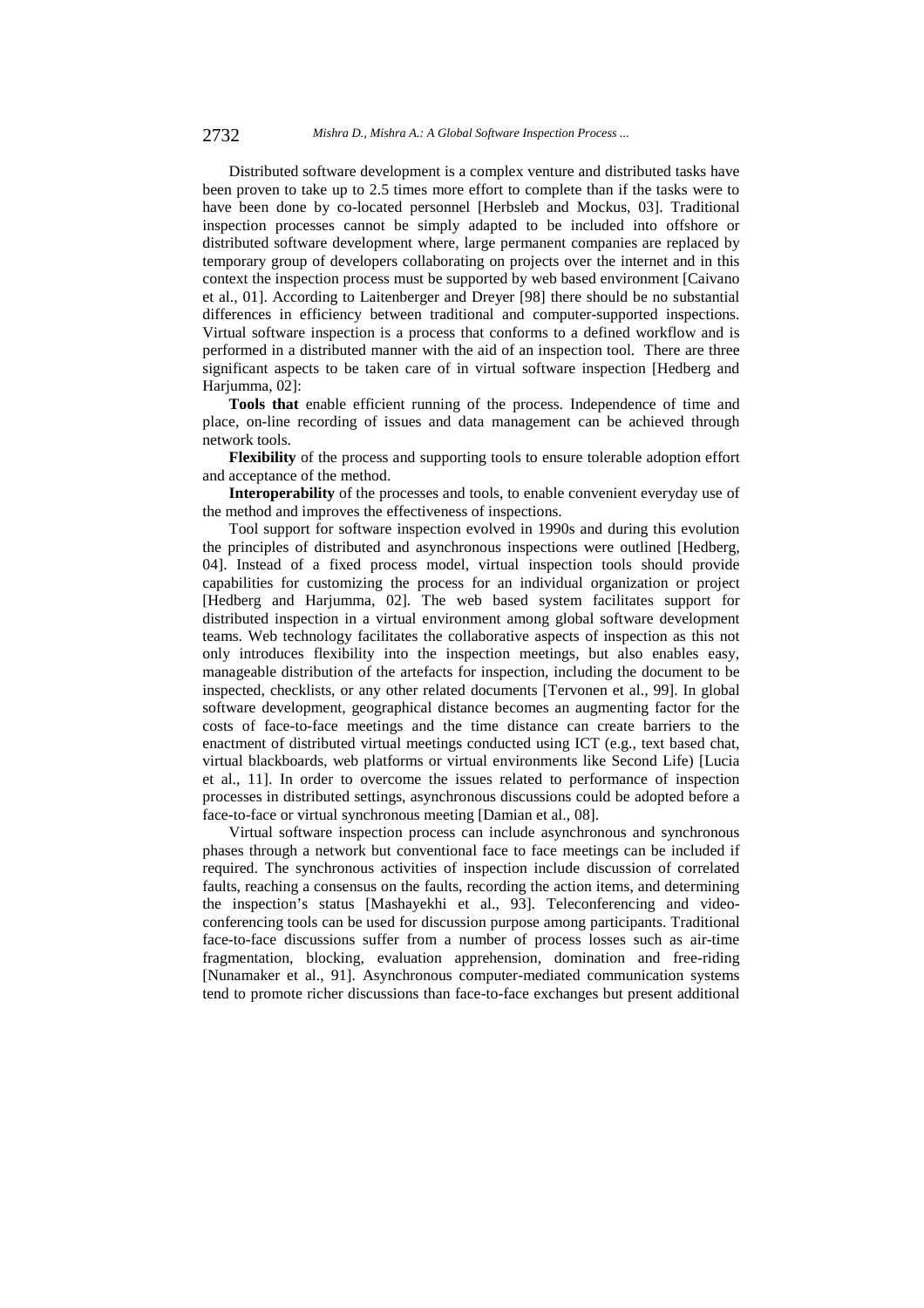Distributed software development is a complex venture and distributed tasks have been proven to take up to 2.5 times more effort to complete than if the tasks were to have been done by co-located personnel [Herbsleb and Mockus, 03]. Traditional inspection processes cannot be simply adapted to be included into offshore or distributed software development where, large permanent companies are replaced by temporary group of developers collaborating on projects over the internet and in this context the inspection process must be supported by web based environment [Caivano et al., 01]. According to Laitenberger and Dreyer [98] there should be no substantial differences in efficiency between traditional and computer-supported inspections. Virtual software inspection is a process that conforms to a defined workflow and is performed in a distributed manner with the aid of an inspection tool. There are three significant aspects to be taken care of in virtual software inspection [Hedberg and Harjumma, 02]:

**Tools that** enable efficient running of the process. Independence of time and place, on-line recording of issues and data management can be achieved through network tools.

**Flexibility** of the process and supporting tools to ensure tolerable adoption effort and acceptance of the method.

**Interoperability** of the processes and tools, to enable convenient everyday use of the method and improves the effectiveness of inspections.

Tool support for software inspection evolved in 1990s and during this evolution the principles of distributed and asynchronous inspections were outlined [Hedberg, 04]. Instead of a fixed process model, virtual inspection tools should provide capabilities for customizing the process for an individual organization or project [Hedberg and Harjumma, 02]. The web based system facilitates support for distributed inspection in a virtual environment among global software development teams. Web technology facilitates the collaborative aspects of inspection as this not only introduces flexibility into the inspection meetings, but also enables easy, manageable distribution of the artefacts for inspection, including the document to be inspected, checklists, or any other related documents [Tervonen et al., 99]. In global software development, geographical distance becomes an augmenting factor for the costs of face-to-face meetings and the time distance can create barriers to the enactment of distributed virtual meetings conducted using ICT (e.g., text based chat, virtual blackboards, web platforms or virtual environments like Second Life) [Lucia et al., 11]. In order to overcome the issues related to performance of inspection processes in distributed settings, asynchronous discussions could be adopted before a face-to-face or virtual synchronous meeting [Damian et al., 08].

Virtual software inspection process can include asynchronous and synchronous phases through a network but conventional face to face meetings can be included if required. The synchronous activities of inspection include discussion of correlated faults, reaching a consensus on the faults, recording the action items, and determining the inspection's status [Mashayekhi et al., 93]. Teleconferencing and video-conferencing tools can be used for discussion purpose among participants. Traditional face-to-face discussions suffer from a number of process losses such as air-time fragmentation, blocking, evaluation apprehension, domination and free-riding [Nunamaker et al., 91]. Asynchronous computer-mediated communication systems tend to promote richer discussions than face-to-face exchanges but present additional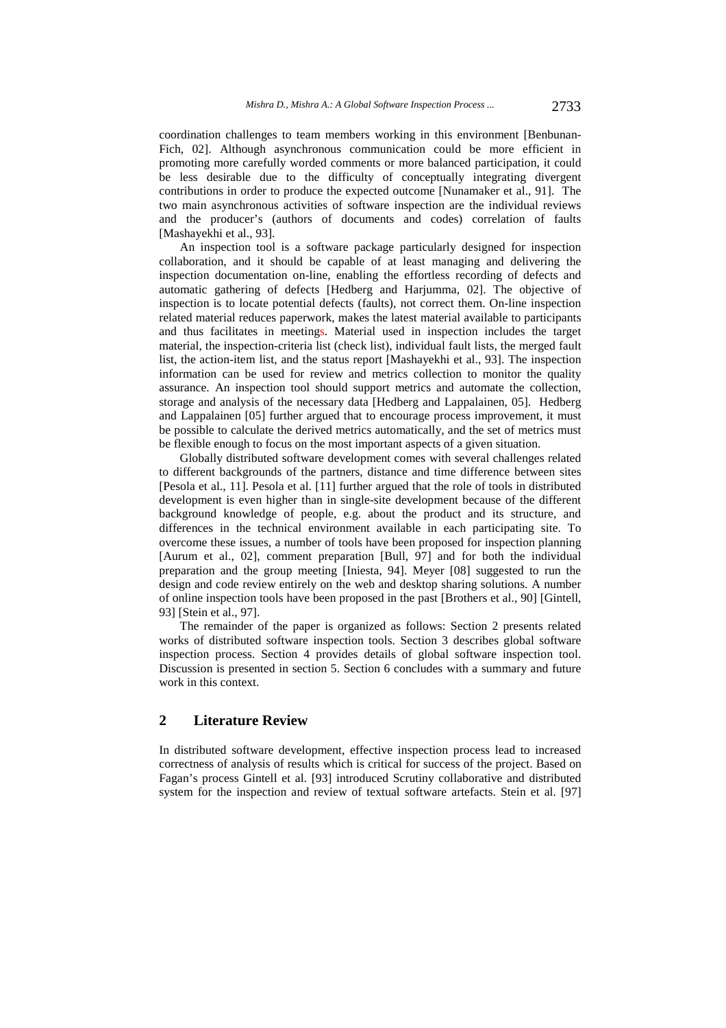coordination challenges to team members working in this environment [Benbunan-Fich, 02]. Although asynchronous communication could be more efficient in promoting more carefully worded comments or more balanced participation, it could be less desirable due to the difficulty of conceptually integrating divergent contributions in order to produce the expected outcome [Nunamaker et al., 91]. The two main asynchronous activities of software inspection are the individual reviews and the producer's (authors of documents and codes) correlation of faults [Mashayekhi et al., 93].

An inspection tool is a software package particularly designed for inspection collaboration, and it should be capable of at least managing and delivering the inspection documentation on-line, enabling the effortless recording of defects and automatic gathering of defects [Hedberg and Harjumma, 02]. The objective of inspection is to locate potential defects (faults), not correct them. On-line inspection related material reduces paperwork, makes the latest material available to participants and thus facilitates in meetings. Material used in inspection includes the target material, the inspection-criteria list (check list), individual fault lists, the merged fault list, the action-item list, and the status report [Mashayekhi et al., 93]. The inspection information can be used for review and metrics collection to monitor the quality assurance. An inspection tool should support metrics and automate the collection, storage and analysis of the necessary data [Hedberg and Lappalainen, 05]. Hedberg and Lappalainen [05] further argued that to encourage process improvement, it must be possible to calculate the derived metrics automatically, and the set of metrics must be flexible enough to focus on the most important aspects of a given situation.

Globally distributed software development comes with several challenges related to different backgrounds of the partners, distance and time difference between sites [Pesola et al., 11]. Pesola et al. [11] further argued that the role of tools in distributed development is even higher than in single-site development because of the different background knowledge of people, e.g. about the product and its structure, and differences in the technical environment available in each participating site. To overcome these issues, a number of tools have been proposed for inspection planning [Aurum et al., 02], comment preparation [Bull, 97] and for both the individual preparation and the group meeting [Iniesta, 94]. Meyer [08] suggested to run the design and code review entirely on the web and desktop sharing solutions. A number of online inspection tools have been proposed in the past [Brothers et al., 90] [Gintell, 93] [Stein et al., 97].

The remainder of the paper is organized as follows: Section 2 presents related works of distributed software inspection tools. Section 3 describes global software inspection process. Section 4 provides details of global software inspection tool. Discussion is presented in section 5. Section 6 concludes with a summary and future work in this context.

## 2 Literature Review

In distributed software development, effective inspection process lead to increased correctness of analysis of results which is critical for success of the project. Based on Fagan's process Gintell et al. [93] introduced Scrutiny collaborative and distributed system for the inspection and review of textual software artefacts. Stein et al. [97]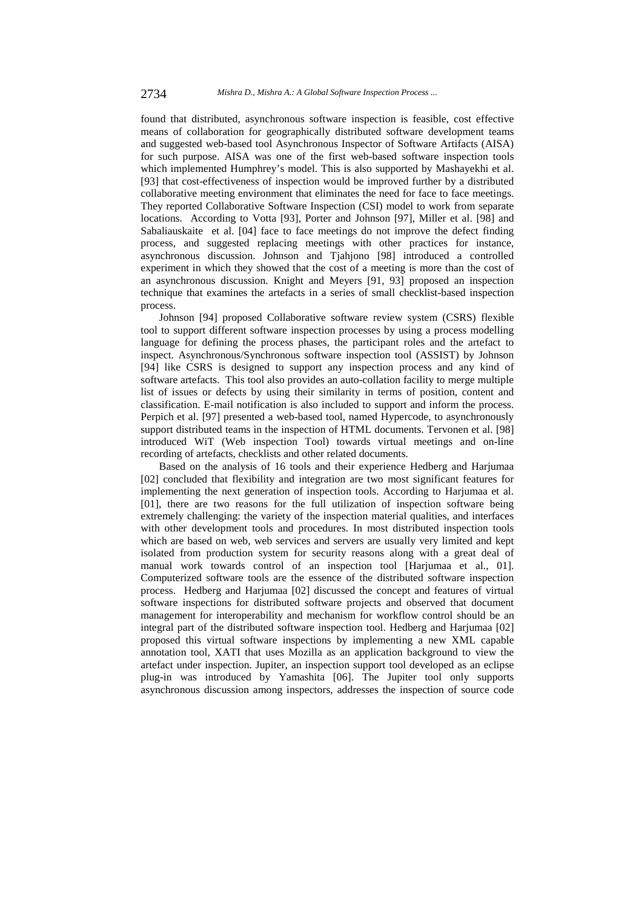found that distributed, asynchronous software inspection is feasible, cost effective means of collaboration for geographically distributed software development teams and suggested web-based tool Asynchronous Inspector of Software Artifacts (AISA) for such purpose. AISA was one of the first web-based software inspection tools which implemented Humphrey's model. This is also supported by Mashayekhi et al. [93] that cost-effectiveness of inspection would be improved further by a distributed collaborative meeting environment that eliminates the need for face to face meetings. They reported Collaborative Software Inspection (CSI) model to work from separate locations. According to Votta [93], Porter and Johnson [97], Miller et al. [98] and Sabaliauskaite et al. [04] face to face meetings do not improve the defect finding process, and suggested replacing meetings with other practices for instance, asynchronous discussion. Johnson and Tjahjono [98] introduced a controlled experiment in which they showed that the cost of a meeting is more than the cost of an asynchronous discussion. Knight and Meyers [91, 93] proposed an inspection technique that examines the artefacts in a series of small checklist-based inspection process.

Johnson [94] proposed Collaborative software review system (CSRS) flexible tool to support different software inspection processes by using a process modelling language for defining the process phases, the participant roles and the artefact to inspect. Asynchronous/Synchronous software inspection tool (ASSIST) by Johnson [94] like CSRS is designed to support any inspection process and any kind of software artefacts. This tool also provides an auto-collation facility to merge multiple list of issues or defects by using their similarity in terms of position, content and classification. E-mail notification is also included to support and inform the process. Perpich et al. [97] presented a web-based tool, named Hypercode, to asynchronously support distributed teams in the inspection of HTML documents. Tervonen et al. [98] introduced WiT (Web inspection Tool) towards virtual meetings and on-line recording of artefacts, checklists and other related documents.

Based on the analysis of 16 tools and their experience Hedberg and Harjumaa [02] concluded that flexibility and integration are two most significant features for implementing the next generation of inspection tools. According to Harjumaa et al. [01], there are two reasons for the full utilization of inspection software being extremely challenging: the variety of the inspection material qualities, and interfaces with other development tools and procedures. In most distributed inspection tools which are based on web, web services and servers are usually very limited and kept isolated from production system for security reasons along with a great deal of manual work towards control of an inspection tool [Harjumaa et al., 01]. Computerized software tools are the essence of the distributed software inspection process. Hedberg and Harjumaa [02] discussed the concept and features of virtual software inspections for distributed software projects and observed that document management for interoperability and mechanism for workflow control should be an integral part of the distributed software inspection tool. Hedberg and Harjumaa [02] proposed this virtual software inspections by implementing a new XML capable annotation tool, XATI that uses Mozilla as an application background to view the artefact under inspection. Jupiter, an inspection support tool developed as an eclipse plug-in was introduced by Yamashita [06]. The Jupiter tool only supports asynchronous discussion among inspectors, addresses the inspection of source code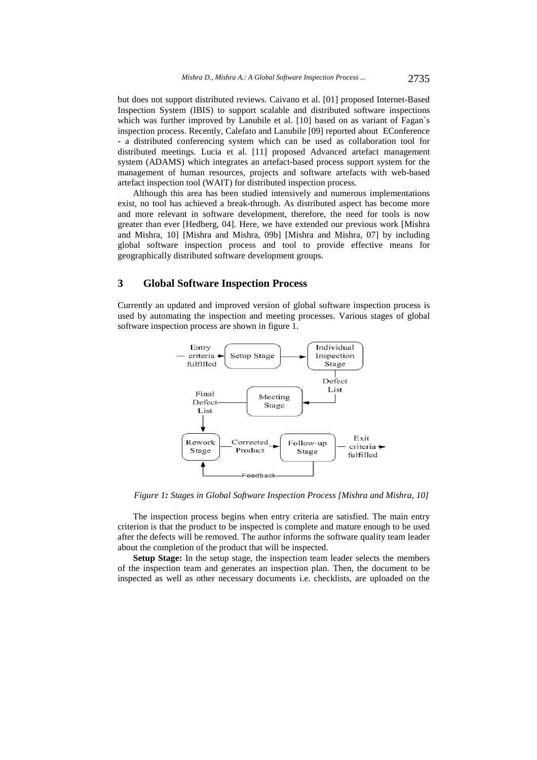but does not support distributed reviews. Caivano et al. [01] proposed Internet-Based Inspection System (IBIS) to support scalable and distributed software inspections which was further improved by Lanubile et al. [10] based on as variant of Fagan`s inspection process. Recently, Calefato and Lanubile [09] reported about EConference - a distributed conferencing system which can be used as collaboration tool for distributed meetings. Lucia et al. [11] proposed Advanced artefact management system (ADAMS) which integrates an artefact-based process support system for the management of human resources, projects and software artefacts with web-based artefact inspection tool (WAIT) for distributed inspection process.

Although this area has been studied intensively and numerous implementations exist, no tool has achieved a break-through. As distributed aspect has become more and more relevant in software development, therefore, the need for tools is now greater than ever [Hedberg, 04]. Here, we have extended our previous work [Mishra and Mishra, 10] [Mishra and Mishra, 09b] [Mishra and Mishra, 07] by including global software inspection process and tool to provide effective means for geographically distributed software development groups.

## 3 Global Software Inspection Process

Currently an updated and improved version of global software inspection process is used by automating the inspection and meeting processes. Various stages of global software inspection process are shown in figure 1.

*Figure 1: Stages in Global Software Inspection Process [Mishra and Mishra, 10]*

The inspection process begins when entry criteria are satisfied. The main entry criterion is that the product to be inspected is complete and mature enough to be used after the defects will be removed. The author informs the software quality team leader about the completion of the product that will be inspected.

**Setup Stage:** In the setup stage, the inspection team leader selects the members of the inspection team and generates an inspection plan. Then, the document to be inspected as well as other necessary documents i.e. checklists, are uploaded on the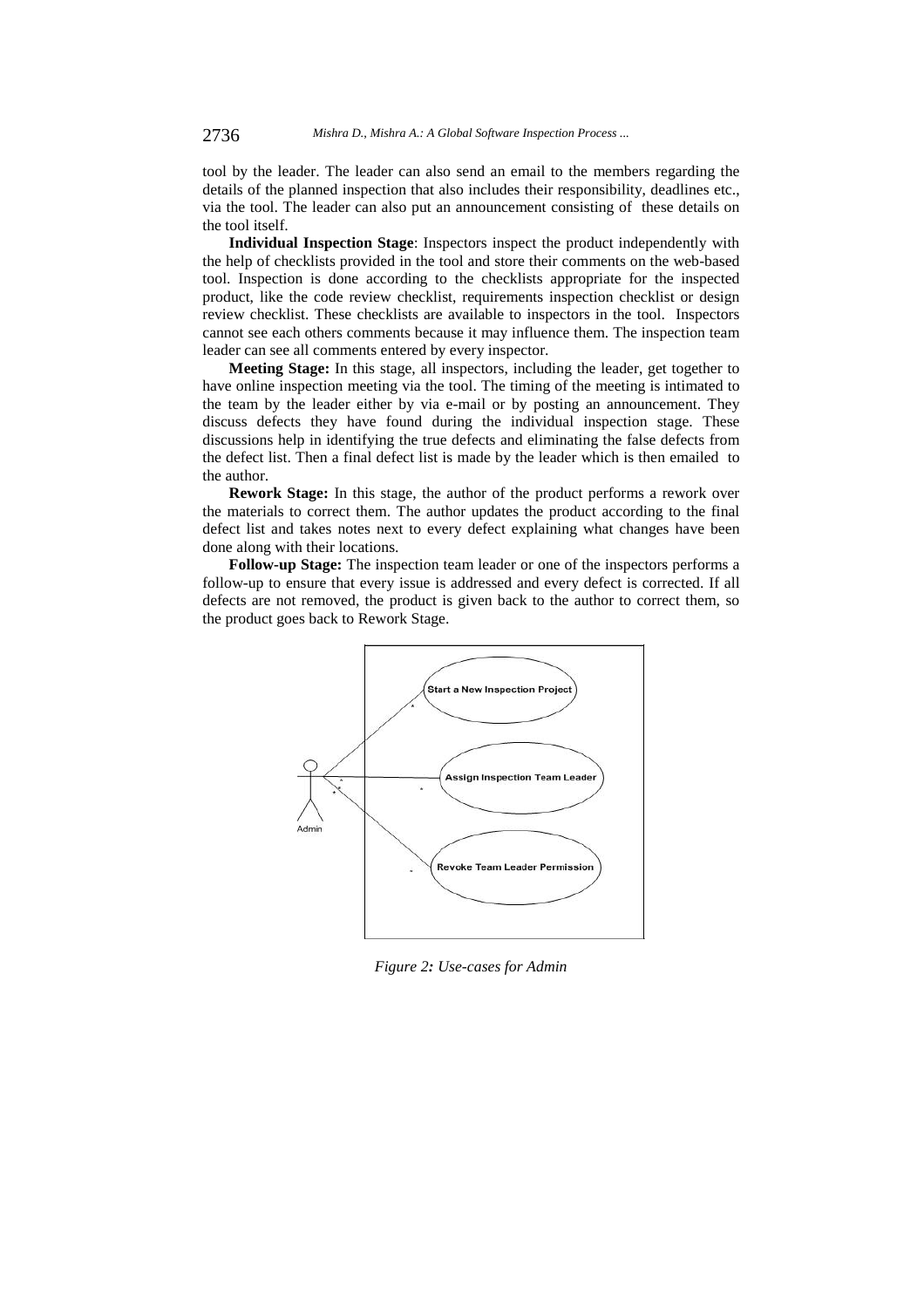tool by the leader. The leader can also send an email to the members regarding the details of the planned inspection that also includes their responsibility, deadlines etc., via the tool. The leader can also put an announcement consisting of these details on the tool itself.

**Individual Inspection Stage**: Inspectors inspect the product independently with the help of checklists provided in the tool and store their comments on the web-based tool. Inspection is done according to the checklists appropriate for the inspected product, like the code review checklist, requirements inspection checklist or design review checklist. These checklists are available to inspectors in the tool. Inspectors cannot see each others comments because it may influence them. The inspection team leader can see all comments entered by every inspector.

**Meeting Stage:** In this stage, all inspectors, including the leader, get together to have online inspection meeting via the tool. The timing of the meeting is intimated to the team by the leader either by via e-mail or by posting an announcement. They discuss defects they have found during the individual inspection stage. These discussions help in identifying the true defects and eliminating the false defects from the defect list. Then a final defect list is made by the leader which is then emailed to the author.

**Rework Stage:** In this stage, the author of the product performs a rework over the materials to correct them. The author updates the product according to the final defect list and takes notes next to every defect explaining what changes have been done along with their locations.

**Follow-up Stage:** The inspection team leader or one of the inspectors performs a follow-up to ensure that every issue is addressed and every defect is corrected. If all defects are not removed, the product is given back to the author to correct them, so the product goes back to Rework Stage.

*Figure 2: Use-cases for Admin*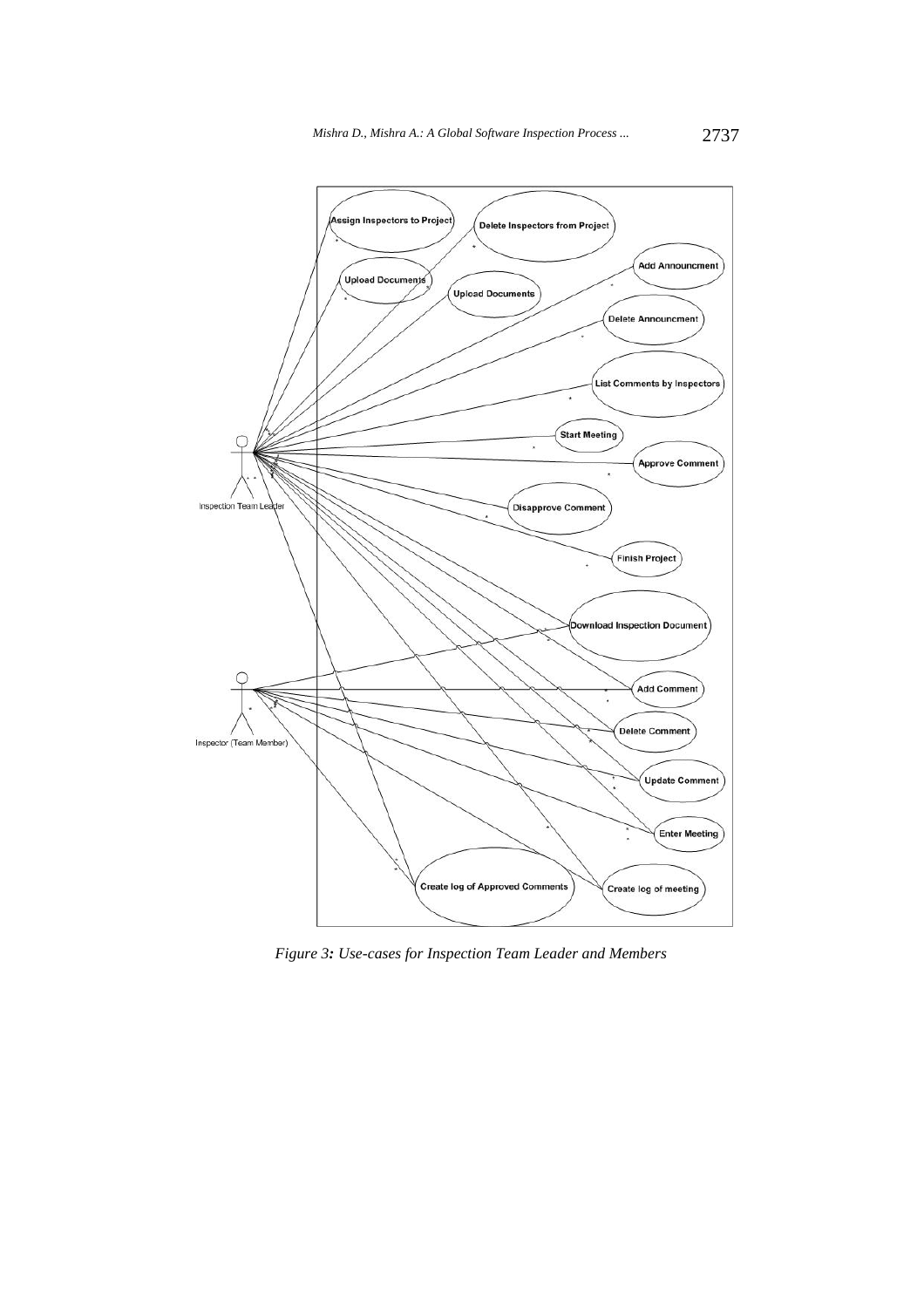*Figure 3: Use-cases for Inspection Team Leader and Members*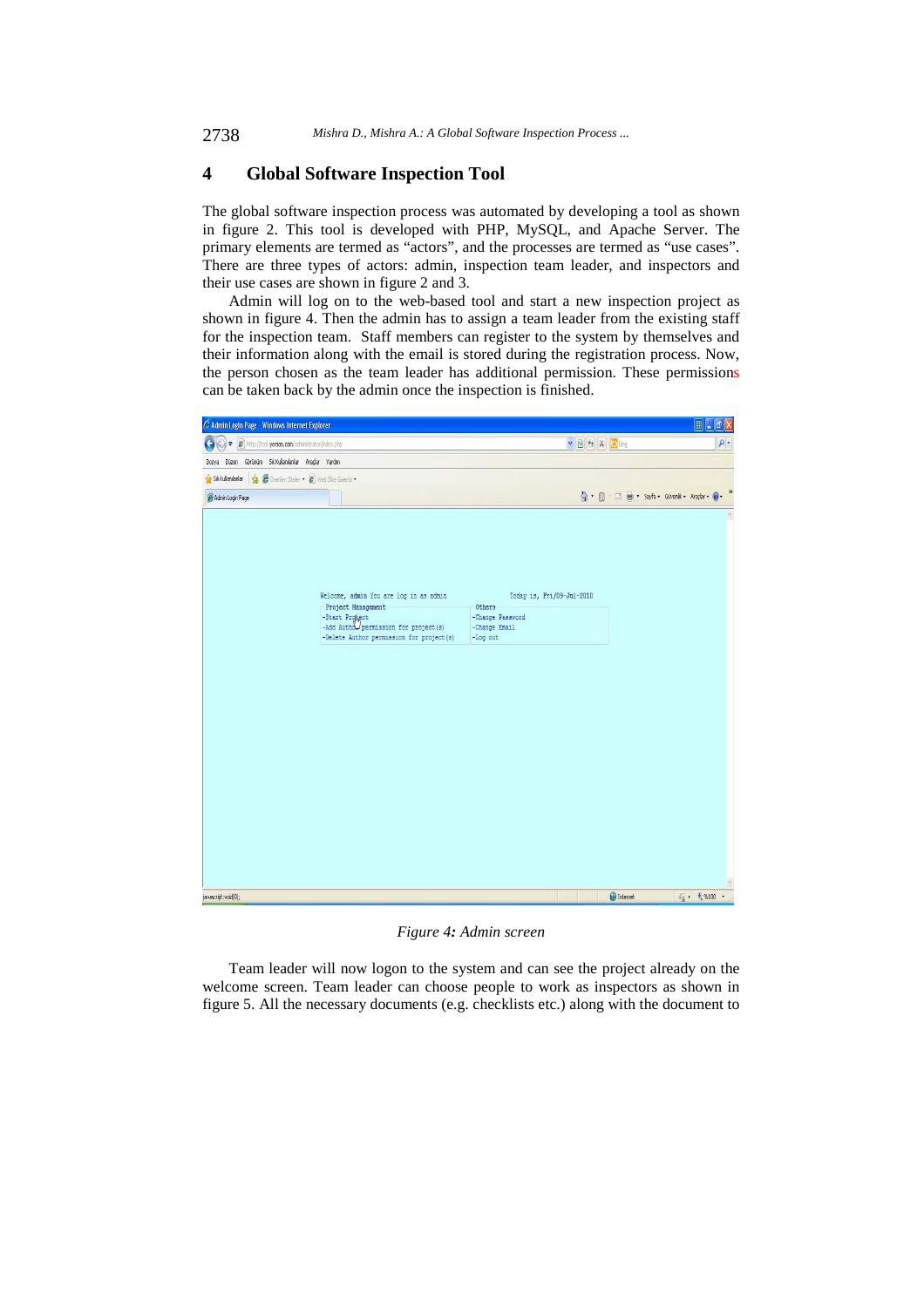## 4 Global Software Inspection Tool

The global software inspection process was automated by developing a tool as shown in figure 2. This tool is developed with PHP, MySQL, and Apache Server. The primary elements are termed as "actors", and the processes are termed as "use cases". There are three types of actors: admin, inspection team leader, and inspectors and their use cases are shown in figure 2 and 3.

Admin will log on to the web-based tool and start a new inspection project as shown in figure 4. Then the admin has to assign a team leader from the existing staff for the inspection team. Staff members can register to the system by themselves and their information along with the email is stored during the registration process. Now, the person chosen as the team leader has additional permission. These permissions can be taken back by the admin once the inspection is finished.

*Figure 4: Admin screen*

Team leader will now logon to the system and can see the project already on the welcome screen. Team leader can choose people to work as inspectors as shown in figure 5. All the necessary documents (e.g. checklists etc.) along with the document to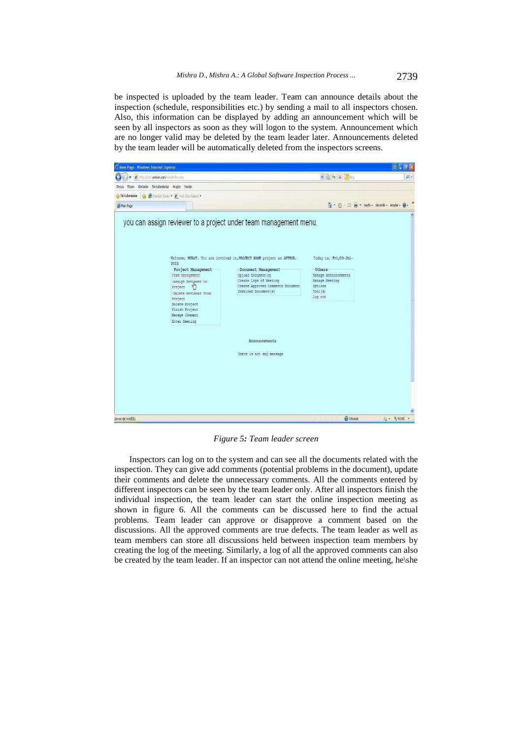be inspected is uploaded by the team leader. Team can announce details about the inspection (schedule, responsibilities etc.) by sending a mail to all inspectors chosen. Also, this information can be displayed by adding an announcement which will be seen by all inspectors as soon as they will logon to the system. Announcement which are no longer valid may be deleted by the team leader later. Announcements deleted by the team leader will be automatically deleted from the inspectors screens.

*Figure 5: Team leader screen*

Inspectors can log on to the system and can see all the documents related with the inspection. They can give add comments (potential problems in the document), update their comments and delete the unnecessary comments. All the comments entered by different inspectors can be seen by the team leader only. After all inspectors finish the individual inspection, the team leader can start the online inspection meeting as shown in figure 6. All the comments can be discussed here to find the actual problems. Team leader can approve or disapprove a comment based on the discussions. All the approved comments are true defects. The team leader as well as team members can store all discussions held between inspection team members by creating the log of the meeting. Similarly, a log of all the approved comments can also be created by the team leader. If an inspector can not attend the online meeting, he\she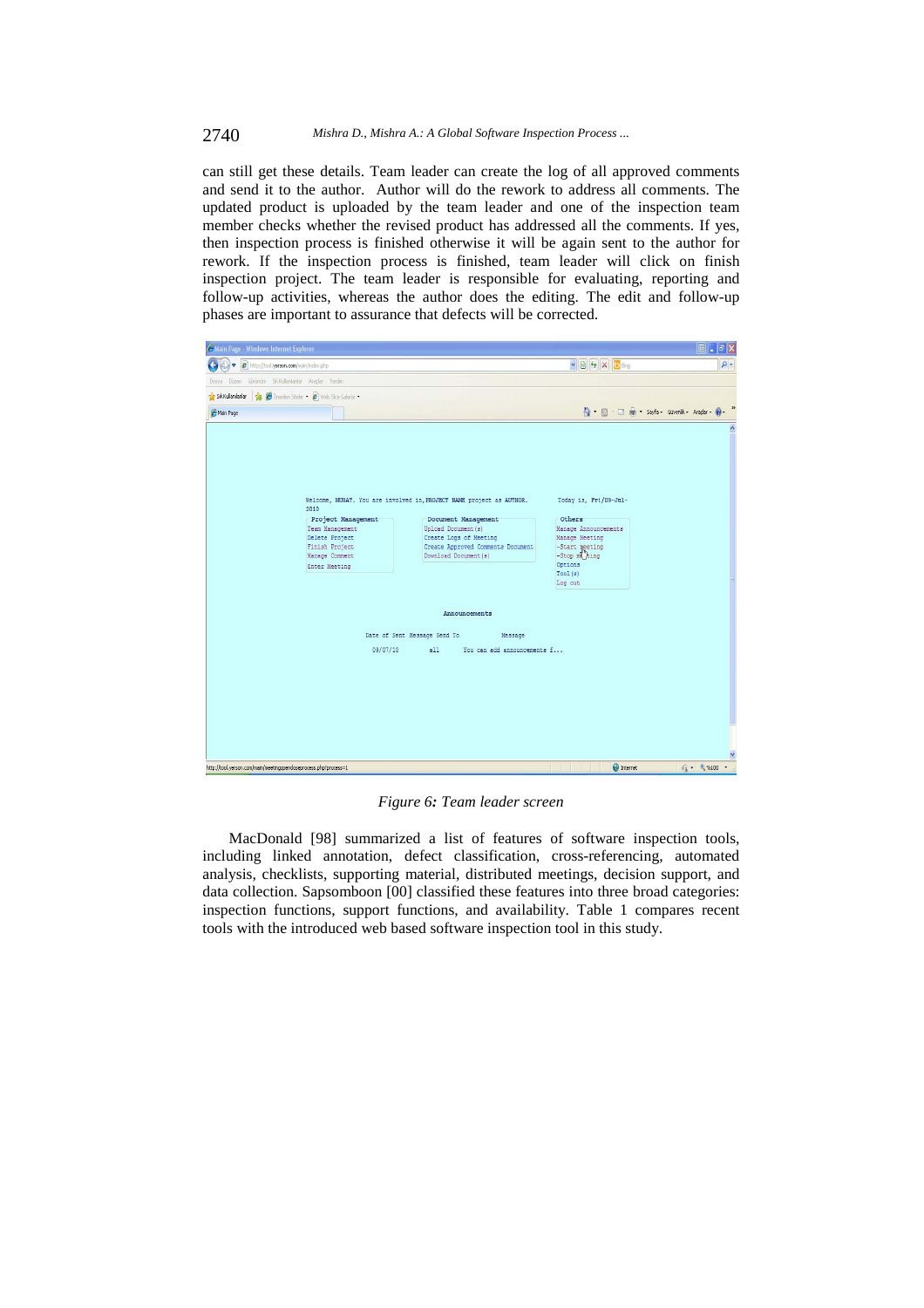can still get these details. Team leader can create the log of all approved comments and send it to the author. Author will do the rework to address all comments. The updated product is uploaded by the team leader and one of the inspection team member checks whether the revised product has addressed all the comments. If yes, then inspection process is finished otherwise it will be again sent to the author for rework. If the inspection process is finished, team leader will click on finish inspection project. The team leader is responsible for evaluating, reporting and follow-up activities, whereas the author does the editing. The edit and follow-up phases are important to assurance that defects will be corrected.

*Figure 6: Team leader screen*

MacDonald [98] summarized a list of features of software inspection tools, including linked annotation, defect classification, cross-referencing, automated analysis, checklists, supporting material, distributed meetings, decision support, and data collection. Sapsomboon [00] classified these features into three broad categories: inspection functions, support functions, and availability. Table 1 compares recent tools with the introduced web based software inspection tool in this study.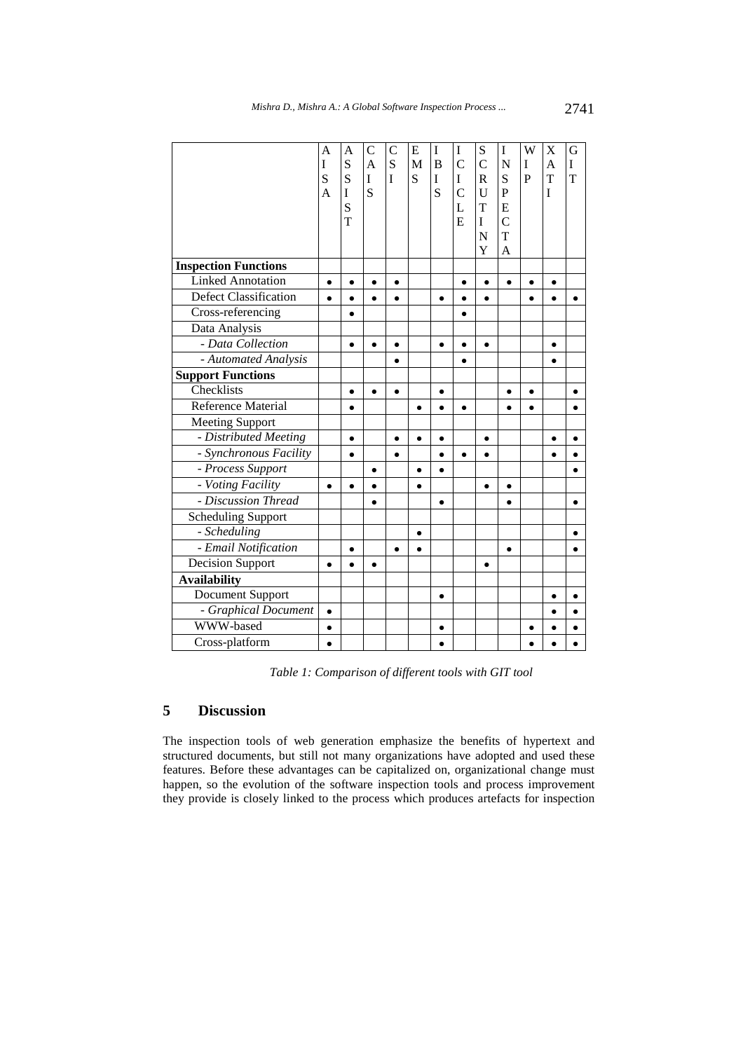| | AISA | ASSIST | CAIS | CSI | EMS | IBIS | ICICLE | SCRUTINY | INSPECTA | WIP | XATI | GIT |
|---|---|---|---|---|---|---|---|---|---|---|---|---|
| **Inspection Functions** | | | | | | | | | | | | |
| Linked Annotation | • | • | • | • | | | • | • | • | • | • | |
| Defect Classification | • | • | • | • | | • | • | • | | • | • | • |
| Cross-referencing | | • | | | | | • | | | | | |
| Data Analysis | | | | | | | | | | | | |
| *- Data Collection* | | • | • | • | | • | • | • | | | • | |
| *- Automated Analysis* | | | | • | | | • | | | | • | |
| **Support Functions** | | | | | | | | | | | | |
| Checklists | | • | • | • | | • | | | • | • | | • |
| Reference Material | | • | | | • | • | • | | • | • | | • |
| Meeting Support | | | | | | | | | | | | |
| *- Distributed Meeting* | | • | | • | • | • | | • | | | • | • |
| *- Synchronous Facility* | | • | | • | | • | • | • | | | • | • |
| *- Process Support* | | | • | | • | • | | | | | | • |
| *- Voting Facility* | • | • | • | | • | | | • | • | | | |
| *- Discussion Thread* | | | • | | | • | | | • | | | • |
| Scheduling Support | | | | | | | | | | | | |
| *- Scheduling* | | | | | • | | | | | | | • |
| *- Email Notification* | | • | | • | • | | | | • | | | • |
| Decision Support | • | • | • | | | | | • | | | | |
| **Availability** | | | | | | | | | | | | |
| Document Support | | | | | | • | | | | | • | • |
| *- Graphical Document* | • | | | | | | | | | | • | • |
| WWW-based | • | | | | | • | | | | • | • | • |
| Cross-platform | • | | | | | • | | | | • | • | • |

*Table 1: Comparison of different tools with GIT tool*

## 5 Discussion

The inspection tools of web generation emphasize the benefits of hypertext and structured documents, but still not many organizations have adopted and used these features. Before these advantages can be capitalized on, organizational change must happen, so the evolution of the software inspection tools and process improvement they provide is closely linked to the process which produces artefacts for inspection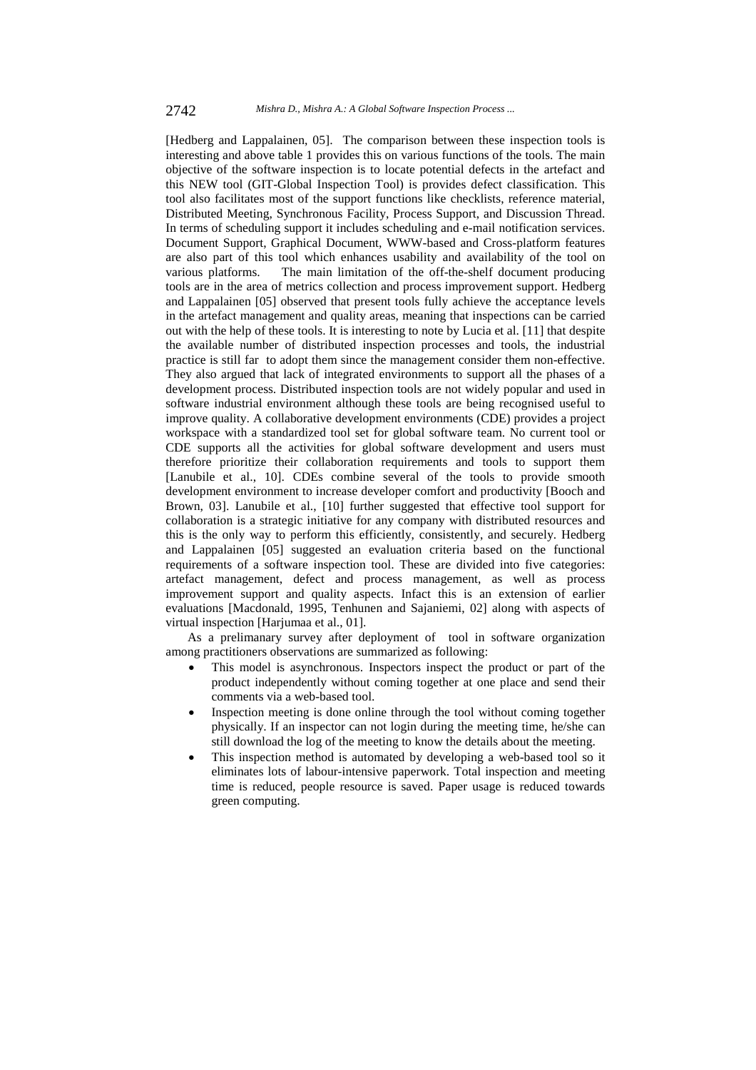[Hedberg and Lappalainen, 05]. The comparison between these inspection tools is interesting and above table 1 provides this on various functions of the tools. The main objective of the software inspection is to locate potential defects in the artefact and this NEW tool (GIT-Global Inspection Tool) is provides defect classification. This tool also facilitates most of the support functions like checklists, reference material, Distributed Meeting, Synchronous Facility, Process Support, and Discussion Thread. In terms of scheduling support it includes scheduling and e-mail notification services. Document Support, Graphical Document, WWW-based and Cross-platform features are also part of this tool which enhances usability and availability of the tool on various platforms. The main limitation of the off-the-shelf document producing tools are in the area of metrics collection and process improvement support. Hedberg and Lappalainen [05] observed that present tools fully achieve the acceptance levels in the artefact management and quality areas, meaning that inspections can be carried out with the help of these tools. It is interesting to note by Lucia et al. [11] that despite the available number of distributed inspection processes and tools, the industrial practice is still far to adopt them since the management consider them non-effective. They also argued that lack of integrated environments to support all the phases of a development process. Distributed inspection tools are not widely popular and used in software industrial environment although these tools are being recognised useful to improve quality. A collaborative development environments (CDE) provides a project workspace with a standardized tool set for global software team. No current tool or CDE supports all the activities for global software development and users must therefore prioritize their collaboration requirements and tools to support them [Lanubile et al., 10]. CDEs combine several of the tools to provide smooth development environment to increase developer comfort and productivity [Booch and Brown, 03]. Lanubile et al., [10] further suggested that effective tool support for collaboration is a strategic initiative for any company with distributed resources and this is the only way to perform this efficiently, consistently, and securely. Hedberg and Lappalainen [05] suggested an evaluation criteria based on the functional requirements of a software inspection tool. These are divided into five categories: artefact management, defect and process management, as well as process improvement support and quality aspects. Infact this is an extension of earlier evaluations [Macdonald, 1995, Tenhunen and Sajaniemi, 02] along with aspects of virtual inspection [Harjumaa et al., 01].

As a prelimanary survey after deployment of tool in software organization among practitioners observations are summarized as following:

- This model is asynchronous. Inspectors inspect the product or part of the product independently without coming together at one place and send their comments via a web-based tool.
- Inspection meeting is done online through the tool without coming together physically. If an inspector can not login during the meeting time, he/she can still download the log of the meeting to know the details about the meeting.
- This inspection method is automated by developing a web-based tool so it eliminates lots of labour-intensive paperwork. Total inspection and meeting time is reduced, people resource is saved. Paper usage is reduced towards green computing.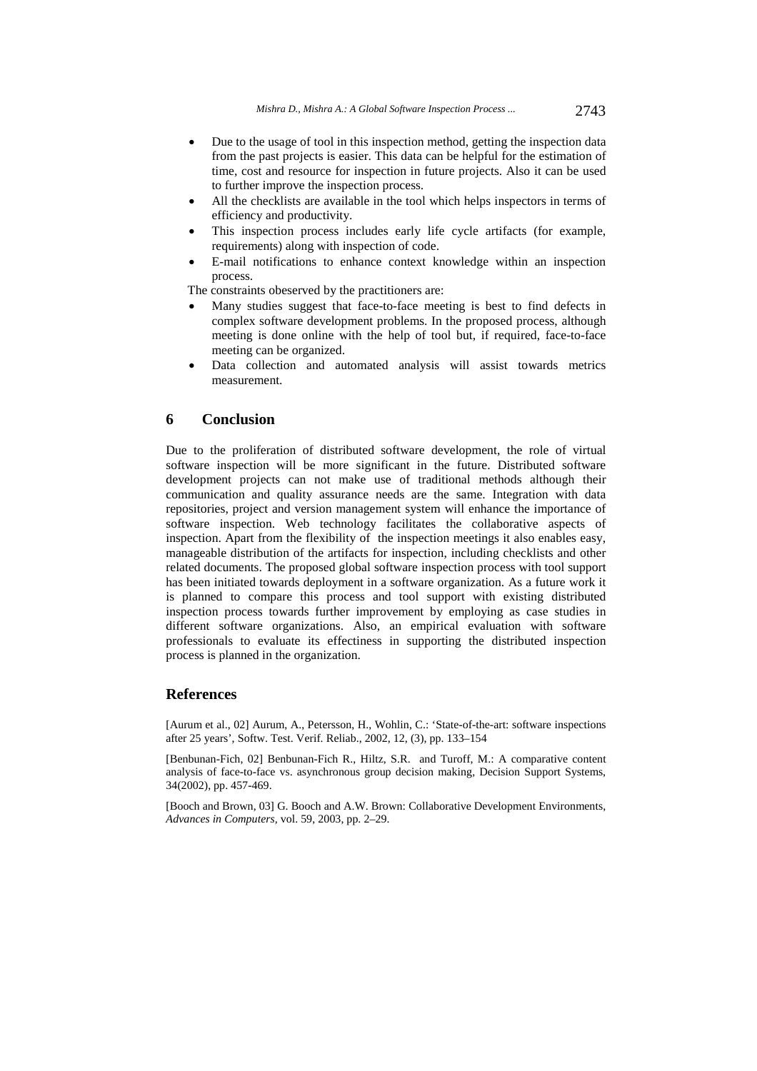- Due to the usage of tool in this inspection method, getting the inspection data from the past projects is easier. This data can be helpful for the estimation of time, cost and resource for inspection in future projects. Also it can be used to further improve the inspection process.
- All the checklists are available in the tool which helps inspectors in terms of efficiency and productivity.
- This inspection process includes early life cycle artifacts (for example, requirements) along with inspection of code.
- E-mail notifications to enhance context knowledge within an inspection process.

The constraints obeserved by the practitioners are:

- Many studies suggest that face-to-face meeting is best to find defects in complex software development problems. In the proposed process, although meeting is done online with the help of tool but, if required, face-to-face meeting can be organized.
- Data collection and automated analysis will assist towards metrics measurement.

## 6 Conclusion

Due to the proliferation of distributed software development, the role of virtual software inspection will be more significant in the future. Distributed software development projects can not make use of traditional methods although their communication and quality assurance needs are the same. Integration with data repositories, project and version management system will enhance the importance of software inspection. Web technology facilitates the collaborative aspects of inspection. Apart from the flexibility of the inspection meetings it also enables easy, manageable distribution of the artifacts for inspection, including checklists and other related documents. The proposed global software inspection process with tool support has been initiated towards deployment in a software organization. As a future work it is planned to compare this process and tool support with existing distributed inspection process towards further improvement by employing as case studies in different software organizations. Also, an empirical evaluation with software professionals to evaluate its effectiness in supporting the distributed inspection process is planned in the organization.

## References

[Aurum et al., 02] Aurum, A., Petersson, H., Wohlin, C.: 'State-of-the-art: software inspections after 25 years', Softw. Test. Verif. Reliab., 2002, 12, (3), pp. 133–154

[Benbunan-Fich, 02] Benbunan-Fich R., Hiltz, S.R. and Turoff, M.: A comparative content analysis of face-to-face vs. asynchronous group decision making, Decision Support Systems, 34(2002), pp. 457-469.

[Booch and Brown, 03] G. Booch and A.W. Brown: Collaborative Development Environments, *Advances in Computers*, vol. 59, 2003, pp. 2–29.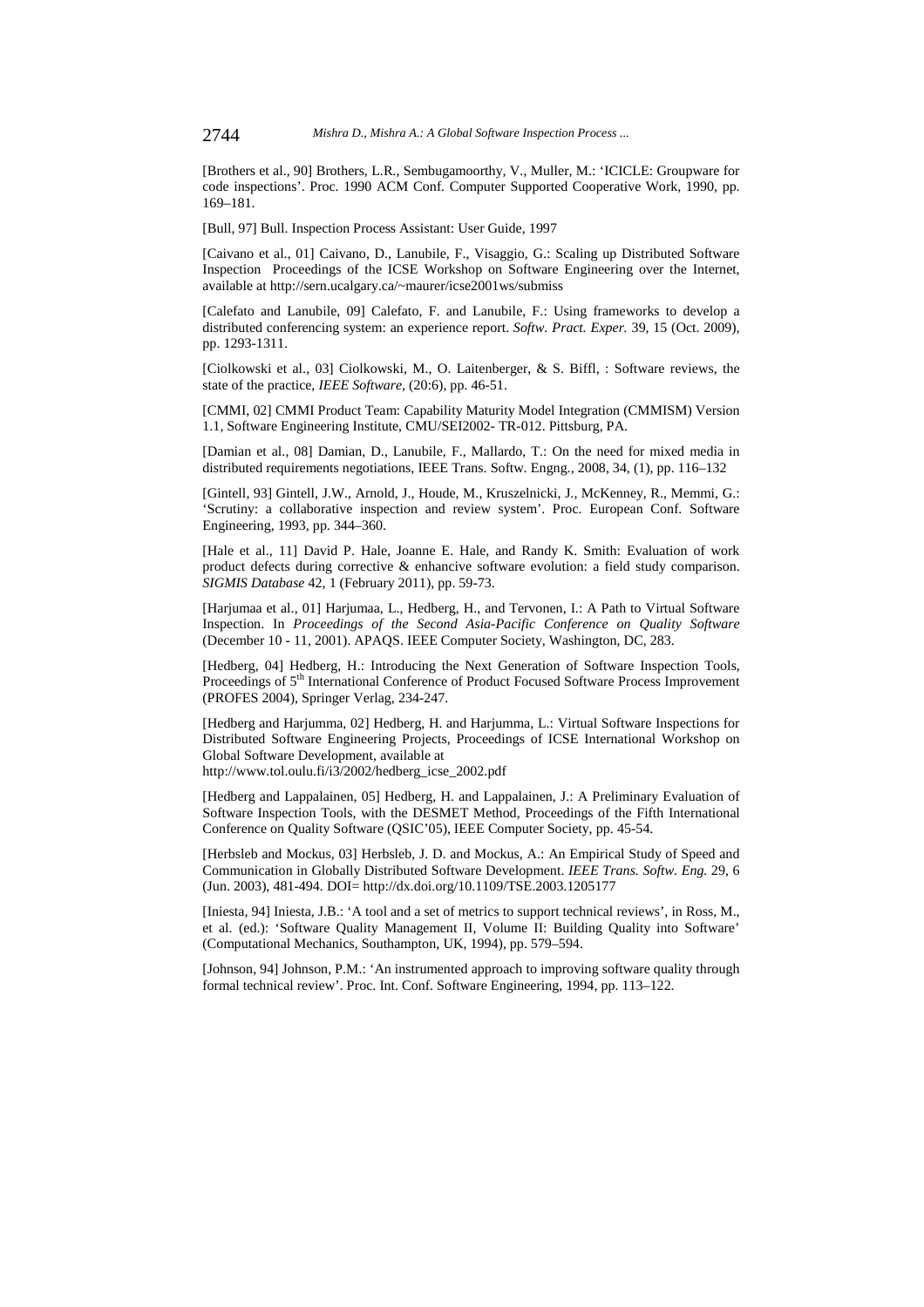[Brothers et al., 90] Brothers, L.R., Sembugamoorthy, V., Muller, M.: 'ICICLE: Groupware for code inspections'. Proc. 1990 ACM Conf. Computer Supported Cooperative Work, 1990, pp. 169–181.

[Bull, 97] Bull. Inspection Process Assistant: User Guide, 1997

[Caivano et al., 01] Caivano, D., Lanubile, F., Visaggio, G.: Scaling up Distributed Software Inspection Proceedings of the ICSE Workshop on Software Engineering over the Internet, available at http://sern.ucalgary.ca/~maurer/icse2001ws/submiss

[Calefato and Lanubile, 09] Calefato, F. and Lanubile, F.: Using frameworks to develop a distributed conferencing system: an experience report. *Softw. Pract. Exper.* 39, 15 (Oct. 2009), pp. 1293-1311.

[Ciolkowski et al., 03] Ciolkowski, M., O. Laitenberger, & S. Biffl, : Software reviews, the state of the practice, *IEEE Software*, (20:6), pp. 46-51.

[CMMI, 02] CMMI Product Team: Capability Maturity Model Integration (CMMISM) Version 1.1, Software Engineering Institute, CMU/SEI2002- TR-012. Pittsburg, PA.

[Damian et al., 08] Damian, D., Lanubile, F., Mallardo, T.: On the need for mixed media in distributed requirements negotiations, IEEE Trans. Softw. Engng., 2008, 34, (1), pp. 116–132

[Gintell, 93] Gintell, J.W., Arnold, J., Houde, M., Kruszelnicki, J., McKenney, R., Memmi, G.: 'Scrutiny: a collaborative inspection and review system'. Proc. European Conf. Software Engineering, 1993, pp. 344–360.

[Hale et al., 11] David P. Hale, Joanne E. Hale, and Randy K. Smith: Evaluation of work product defects during corrective & enhancive software evolution: a field study comparison. *SIGMIS Database* 42, 1 (February 2011), pp. 59-73.

[Harjumaa et al., 01] Harjumaa, L., Hedberg, H., and Tervonen, I.: A Path to Virtual Software Inspection. In *Proceedings of the Second Asia-Pacific Conference on Quality Software* (December 10 - 11, 2001). APAQS. IEEE Computer Society, Washington, DC, 283.

[Hedberg, 04] Hedberg, H.: Introducing the Next Generation of Software Inspection Tools, Proceedings of 5th International Conference of Product Focused Software Process Improvement (PROFES 2004), Springer Verlag, 234-247.

[Hedberg and Harjumma, 02] Hedberg, H. and Harjumma, L.: Virtual Software Inspections for Distributed Software Engineering Projects, Proceedings of ICSE International Workshop on Global Software Development, available at http://www.tol.oulu.fi/i3/2002/hedberg_icse_2002.pdf

[Hedberg and Lappalainen, 05] Hedberg, H. and Lappalainen, J.: A Preliminary Evaluation of Software Inspection Tools, with the DESMET Method, Proceedings of the Fifth International Conference on Quality Software (QSIC'05), IEEE Computer Society, pp. 45-54.

[Herbsleb and Mockus, 03] Herbsleb, J. D. and Mockus, A.: An Empirical Study of Speed and Communication in Globally Distributed Software Development. *IEEE Trans. Softw. Eng.* 29, 6 (Jun. 2003), 481-494. DOI= http://dx.doi.org/10.1109/TSE.2003.1205177

[Iniesta, 94] Iniesta, J.B.: 'A tool and a set of metrics to support technical reviews', in Ross, M., et al. (ed.): 'Software Quality Management II, Volume II: Building Quality into Software' (Computational Mechanics, Southampton, UK, 1994), pp. 579–594.

[Johnson, 94] Johnson, P.M.: 'An instrumented approach to improving software quality through formal technical review'. Proc. Int. Conf. Software Engineering, 1994, pp. 113–122.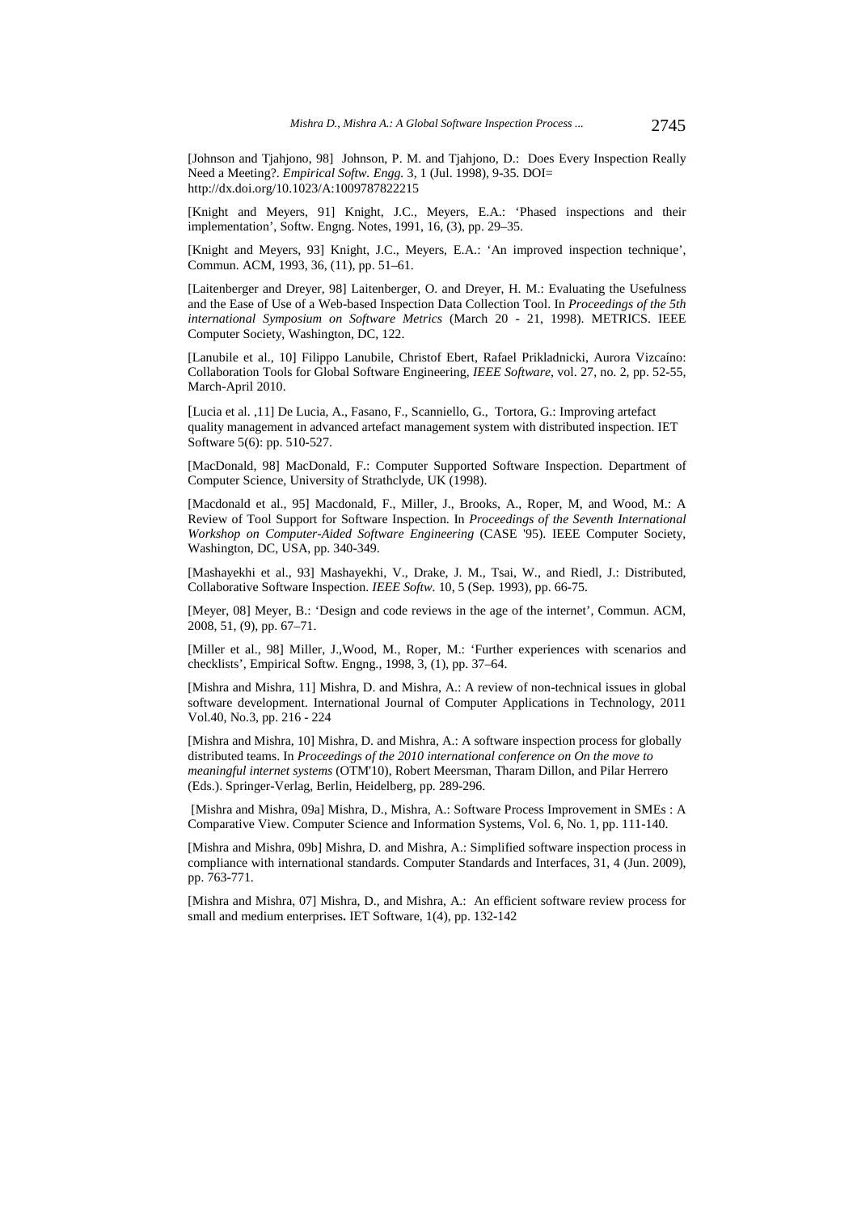[Johnson and Tjahjono, 98] Johnson, P. M. and Tjahjono, D.: Does Every Inspection Really Need a Meeting?. *Empirical Softw. Engg.* 3, 1 (Jul. 1998), 9-35. DOI= http://dx.doi.org/10.1023/A:1009787822215

[Knight and Meyers, 91] Knight, J.C., Meyers, E.A.: 'Phased inspections and their implementation', Softw. Engng. Notes, 1991, 16, (3), pp. 29–35.

[Knight and Meyers, 93] Knight, J.C., Meyers, E.A.: 'An improved inspection technique', Commun. ACM, 1993, 36, (11), pp. 51–61.

[Laitenberger and Dreyer, 98] Laitenberger, O. and Dreyer, H. M.: Evaluating the Usefulness and the Ease of Use of a Web-based Inspection Data Collection Tool. In *Proceedings of the 5th international Symposium on Software Metrics* (March 20 - 21, 1998). METRICS. IEEE Computer Society, Washington, DC, 122.

[Lanubile et al., 10] Filippo Lanubile, Christof Ebert, Rafael Prikladnicki, Aurora Vizcaíno: Collaboration Tools for Global Software Engineering, *IEEE Software*, vol. 27, no. 2, pp. 52-55, March-April 2010.

[Lucia et al. ,11] De Lucia, A., Fasano, F., Scanniello, G., Tortora, G.: Improving artefact quality management in advanced artefact management system with distributed inspection. IET Software 5(6): pp. 510-527.

[MacDonald, 98] MacDonald, F.: Computer Supported Software Inspection. Department of Computer Science, University of Strathclyde, UK (1998).

[Macdonald et al., 95] Macdonald, F., Miller, J., Brooks, A., Roper, M, and Wood, M.: A Review of Tool Support for Software Inspection. In *Proceedings of the Seventh International Workshop on Computer-Aided Software Engineering* (CASE '95). IEEE Computer Society, Washington, DC, USA, pp. 340-349.

[Mashayekhi et al., 93] Mashayekhi, V., Drake, J. M., Tsai, W., and Riedl, J.: Distributed, Collaborative Software Inspection. *IEEE Softw.* 10, 5 (Sep. 1993), pp. 66-75.

[Meyer, 08] Meyer, B.: 'Design and code reviews in the age of the internet', Commun. ACM, 2008, 51, (9), pp. 67–71.

[Miller et al., 98] Miller, J.,Wood, M., Roper, M.: 'Further experiences with scenarios and checklists', Empirical Softw. Engng., 1998, 3, (1), pp. 37–64.

[Mishra and Mishra, 11] Mishra, D. and Mishra, A.: A review of non-technical issues in global software development. International Journal of Computer Applications in Technology, 2011 Vol.40, No.3, pp. 216 - 224

[Mishra and Mishra, 10] Mishra, D. and Mishra, A.: A software inspection process for globally distributed teams. In *Proceedings of the 2010 international conference on On the move to meaningful internet systems* (OTM'10), Robert Meersman, Tharam Dillon, and Pilar Herrero (Eds.). Springer-Verlag, Berlin, Heidelberg, pp. 289-296.

[Mishra and Mishra, 09a] Mishra, D., Mishra, A.: Software Process Improvement in SMEs : A Comparative View. Computer Science and Information Systems, Vol. 6, No. 1, pp. 111-140.

[Mishra and Mishra, 09b] Mishra, D. and Mishra, A.: Simplified software inspection process in compliance with international standards. Computer Standards and Interfaces, 31, 4 (Jun. 2009), pp. 763-771.

[Mishra and Mishra, 07] Mishra, D., and Mishra, A.: An efficient software review process for small and medium enterprises**.** IET Software, 1(4), pp. 132-142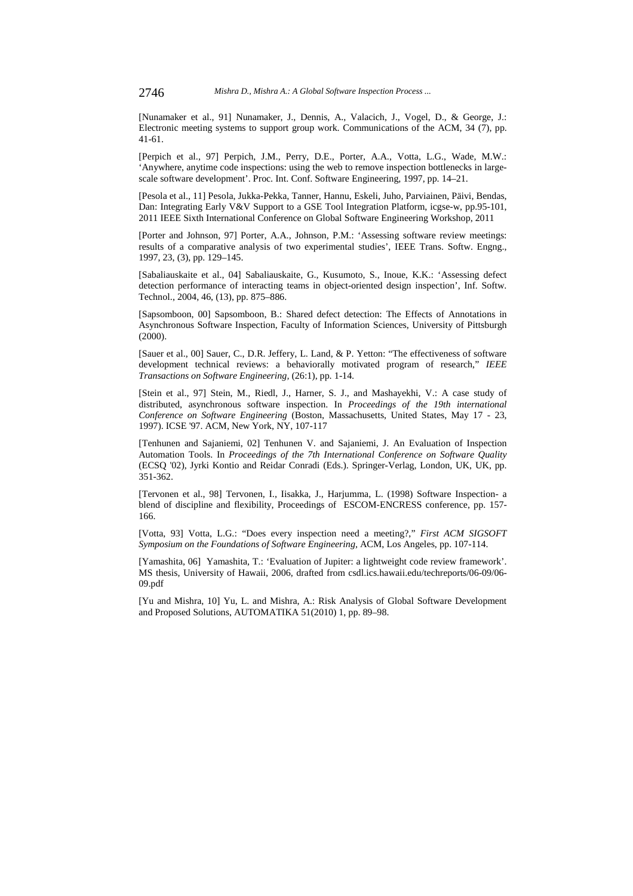[Nunamaker et al., 91] Nunamaker, J., Dennis, A., Valacich, J., Vogel, D., & George, J.: Electronic meeting systems to support group work. Communications of the ACM, 34 (7), pp. 41-61.

[Perpich et al., 97] Perpich, J.M., Perry, D.E., Porter, A.A., Votta, L.G., Wade, M.W.: 'Anywhere, anytime code inspections: using the web to remove inspection bottlenecks in large-scale software development'. Proc. Int. Conf. Software Engineering, 1997, pp. 14–21.

[Pesola et al., 11] Pesola, Jukka-Pekka, Tanner, Hannu, Eskeli, Juho, Parviainen, Päivi, Bendas, Dan: Integrating Early V&V Support to a GSE Tool Integration Platform, icgse-w, pp.95-101, 2011 IEEE Sixth International Conference on Global Software Engineering Workshop, 2011

[Porter and Johnson, 97] Porter, A.A., Johnson, P.M.: 'Assessing software review meetings: results of a comparative analysis of two experimental studies', IEEE Trans. Softw. Engng., 1997, 23, (3), pp. 129–145.

[Sabaliauskaite et al., 04] Sabaliauskaite, G., Kusumoto, S., Inoue, K.K.: 'Assessing defect detection performance of interacting teams in object-oriented design inspection', Inf. Softw. Technol., 2004, 46, (13), pp. 875–886.

[Sapsomboon, 00] Sapsomboon, B.: Shared defect detection: The Effects of Annotations in Asynchronous Software Inspection, Faculty of Information Sciences, University of Pittsburgh (2000).

[Sauer et al., 00] Sauer, C., D.R. Jeffery, L. Land, & P. Yetton: "The effectiveness of software development technical reviews: a behaviorally motivated program of research," *IEEE Transactions on Software Engineering*, (26:1), pp. 1-14.

[Stein et al., 97] Stein, M., Riedl, J., Harner, S. J., and Mashayekhi, V.: A case study of distributed, asynchronous software inspection. In *Proceedings of the 19th international Conference on Software Engineering* (Boston, Massachusetts, United States, May 17 - 23, 1997). ICSE '97. ACM, New York, NY, 107-117

[Tenhunen and Sajaniemi, 02] Tenhunen V. and Sajaniemi, J. An Evaluation of Inspection Automation Tools. In *Proceedings of the 7th International Conference on Software Quality* (ECSQ '02), Jyrki Kontio and Reidar Conradi (Eds.). Springer-Verlag, London, UK, UK, pp. 351-362.

[Tervonen et al., 98] Tervonen, I., Iisakka, J., Harjumma, L. (1998) Software Inspection- a blend of discipline and flexibility, Proceedings of ESCOM-ENCRESS conference, pp. 157-166.

[Votta, 93] Votta, L.G.: "Does every inspection need a meeting?," *First ACM SIGSOFT Symposium on the Foundations of Software Engineering*, ACM, Los Angeles, pp. 107-114.

[Yamashita, 06] Yamashita, T.: 'Evaluation of Jupiter: a lightweight code review framework'. MS thesis, University of Hawaii, 2006, drafted from csdl.ics.hawaii.edu/techreports/06-09/06-09.pdf

[Yu and Mishra, 10] Yu, L. and Mishra, A.: Risk Analysis of Global Software Development and Proposed Solutions, AUTOMATIKA 51(2010) 1, pp. 89–98.